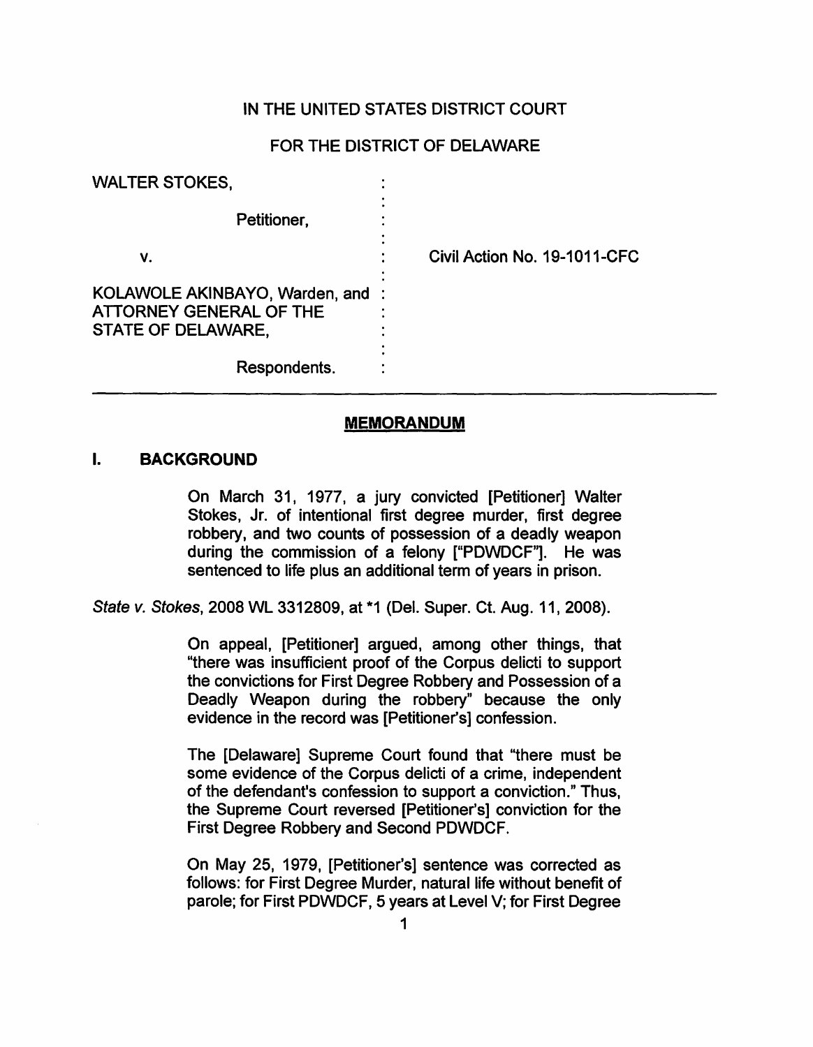IN THE UNITED STATES DISTRICT COURT

FOR THE DISTRICT OF DELAWARE

| | | |
|---|---|---|
| WALTER STOKES, | : | |
| Petitioner, | : | |
| v. | : | Civil Action No. 19-1011-CFC |
| KOLAWOLE AKINBAYO, Warden, and ATTORNEY GENERAL OF THE STATE OF DELAWARE, | : | |
| Respondents. | : | |

## MEMORANDUM

### I. BACKGROUND

> On March 31, 1977, a jury convicted [Petitioner] Walter Stokes, Jr. of intentional first degree murder, first degree robbery, and two counts of possession of a deadly weapon during the commission of a felony ["PDWDCF"]. He was sentenced to life plus an additional term of years in prison.

*State v. Stokes*, 2008 WL 3312809, at *1 (Del. Super. Ct. Aug. 11, 2008).

> On appeal, [Petitioner] argued, among other things, that "there was insufficient proof of the Corpus delicti to support the convictions for First Degree Robbery and Possession of a Deadly Weapon during the robbery" because the only evidence in the record was [Petitioner's] confession.
>
> The [Delaware] Supreme Court found that "there must be some evidence of the Corpus delicti of a crime, independent of the defendant's confession to support a conviction." Thus, the Supreme Court reversed [Petitioner's] conviction for the First Degree Robbery and Second PDWDCF.
>
> On May 25, 1979, [Petitioner's] sentence was corrected as follows: for First Degree Murder, natural life without benefit of parole; for First PDWDCF, 5 years at Level V; for First Degree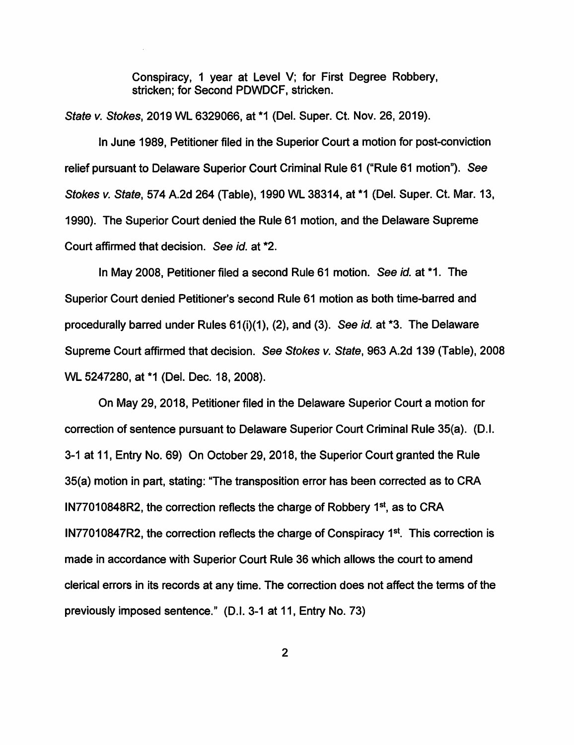> Conspiracy, 1 year at Level V; for First Degree Robbery, stricken; for Second PDWDCF, stricken.

*State v. Stokes*, 2019 WL 6329066, at *1 (Del. Super. Ct. Nov. 26, 2019).

In June 1989, Petitioner filed in the Superior Court a motion for post-conviction relief pursuant to Delaware Superior Court Criminal Rule 61 ("Rule 61 motion"). *See Stokes v. State*, 574 A.2d 264 (Table), 1990 WL 38314, at *1 (Del. Super. Ct. Mar. 13, 1990). The Superior Court denied the Rule 61 motion, and the Delaware Supreme Court affirmed that decision. *See id.* at *2.

In May 2008, Petitioner filed a second Rule 61 motion. *See id.* at *1. The Superior Court denied Petitioner's second Rule 61 motion as both time-barred and procedurally barred under Rules 61(i)(1), (2), and (3). *See id.* at *3. The Delaware Supreme Court affirmed that decision. *See Stokes v. State*, 963 A.2d 139 (Table), 2008 WL 5247280, at *1 (Del. Dec. 18, 2008).

On May 29, 2018, Petitioner filed in the Delaware Superior Court a motion for correction of sentence pursuant to Delaware Superior Court Criminal Rule 35(a). (D.I. 3-1 at 11, Entry No. 69) On October 29, 2018, the Superior Court granted the Rule 35(a) motion in part, stating: "The transposition error has been corrected as to CRA IN77010848R2, the correction reflects the charge of Robbery 1st, as to CRA IN77010847R2, the correction reflects the charge of Conspiracy 1st. This correction is made in accordance with Superior Court Rule 36 which allows the court to amend clerical errors in its records at any time. The correction does not affect the terms of the previously imposed sentence." (D.I. 3-1 at 11, Entry No. 73)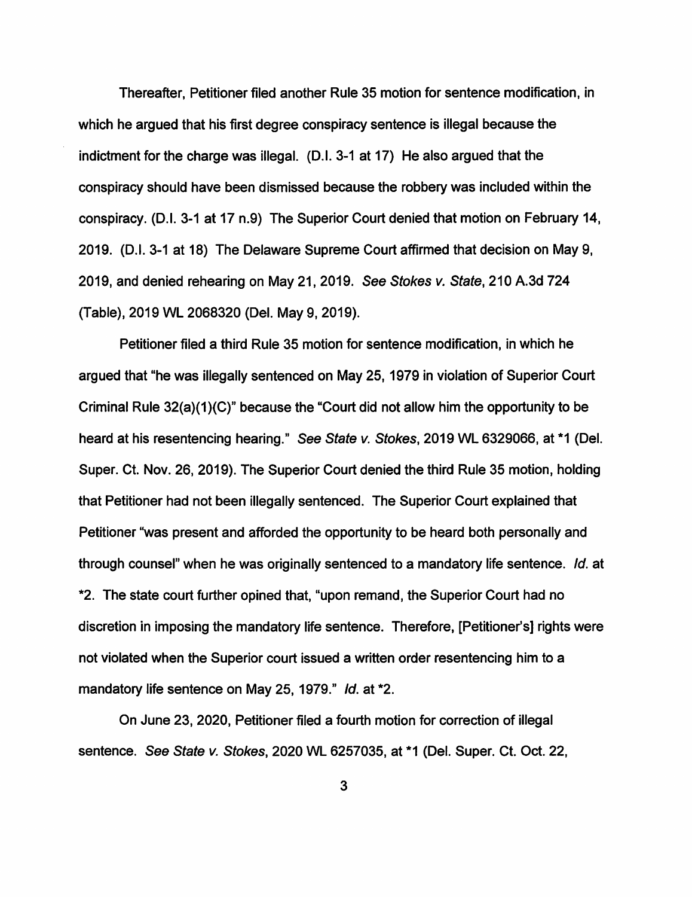Thereafter, Petitioner filed another Rule 35 motion for sentence modification, in which he argued that his first degree conspiracy sentence is illegal because the indictment for the charge was illegal. (D.I. 3-1 at 17) He also argued that the conspiracy should have been dismissed because the robbery was included within the conspiracy. (D.I. 3-1 at 17 n.9) The Superior Court denied that motion on February 14, 2019. (D.I. 3-1 at 18) The Delaware Supreme Court affirmed that decision on May 9, 2019, and denied rehearing on May 21, 2019. *See Stokes v. State*, 210 A.3d 724 (Table), 2019 WL 2068320 (Del. May 9, 2019).

Petitioner filed a third Rule 35 motion for sentence modification, in which he argued that "he was illegally sentenced on May 25, 1979 in violation of Superior Court Criminal Rule 32(a)(1)(C)" because the "Court did not allow him the opportunity to be heard at his resentencing hearing." *See State v. Stokes*, 2019 WL 6329066, at *1 (Del. Super. Ct. Nov. 26, 2019). The Superior Court denied the third Rule 35 motion, holding that Petitioner had not been illegally sentenced. The Superior Court explained that Petitioner "was present and afforded the opportunity to be heard both personally and through counsel" when he was originally sentenced to a mandatory life sentence. *Id.* at *2. The state court further opined that, "upon remand, the Superior Court had no discretion in imposing the mandatory life sentence. Therefore, [Petitioner's] rights were not violated when the Superior court issued a written order resentencing him to a mandatory life sentence on May 25, 1979." *Id.* at *2.

On June 23, 2020, Petitioner filed a fourth motion for correction of illegal sentence. *See State v. Stokes*, 2020 WL 6257035, at *1 (Del. Super. Ct. Oct. 22,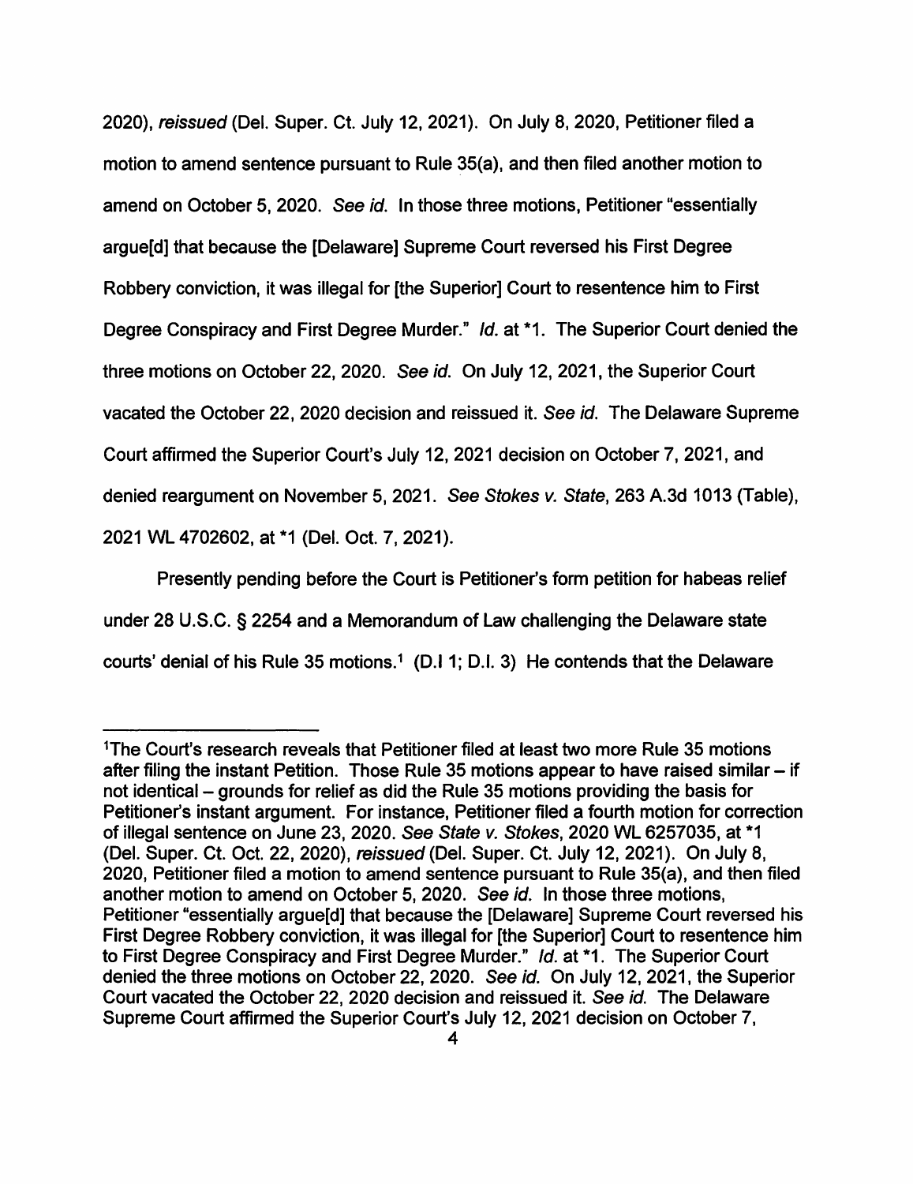2020), *reissued* (Del. Super. Ct. July 12, 2021). On July 8, 2020, Petitioner filed a motion to amend sentence pursuant to Rule 35(a), and then filed another motion to amend on October 5, 2020. *See id.* In those three motions, Petitioner "essentially argue[d] that because the [Delaware] Supreme Court reversed his First Degree Robbery conviction, it was illegal for [the Superior] Court to resentence him to First Degree Conspiracy and First Degree Murder." *Id.* at *1. The Superior Court denied the three motions on October 22, 2020. *See id.* On July 12, 2021, the Superior Court vacated the October 22, 2020 decision and reissued it. *See id.* The Delaware Supreme Court affirmed the Superior Court's July 12, 2021 decision on October 7, 2021, and denied reargument on November 5, 2021. *See Stokes v. State*, 263 A.3d 1013 (Table), 2021 WL 4702602, at *1 (Del. Oct. 7, 2021).

Presently pending before the Court is Petitioner's form petition for habeas relief under 28 U.S.C. § 2254 and a Memorandum of Law challenging the Delaware state courts' denial of his Rule 35 motions.[1] (D.I 1; D.I. 3) He contends that the Delaware

---

[1]The Court's research reveals that Petitioner filed at least two more Rule 35 motions after filing the instant Petition. Those Rule 35 motions appear to have raised similar – if not identical – grounds for relief as did the Rule 35 motions providing the basis for Petitioner's instant argument. For instance, Petitioner filed a fourth motion for correction of illegal sentence on June 23, 2020. *See State v. Stokes*, 2020 WL 6257035, at *1 (Del. Super. Ct. Oct. 22, 2020), *reissued* (Del. Super. Ct. July 12, 2021). On July 8, 2020, Petitioner filed a motion to amend sentence pursuant to Rule 35(a), and then filed another motion to amend on October 5, 2020. *See id.* In those three motions, Petitioner "essentially argue[d] that because the [Delaware] Supreme Court reversed his First Degree Robbery conviction, it was illegal for [the Superior] Court to resentence him to First Degree Conspiracy and First Degree Murder." *Id.* at *1. The Superior Court denied the three motions on October 22, 2020. *See id.* On July 12, 2021, the Superior Court vacated the October 22, 2020 decision and reissued it. *See id.* The Delaware Supreme Court affirmed the Superior Court's July 12, 2021 decision on October 7,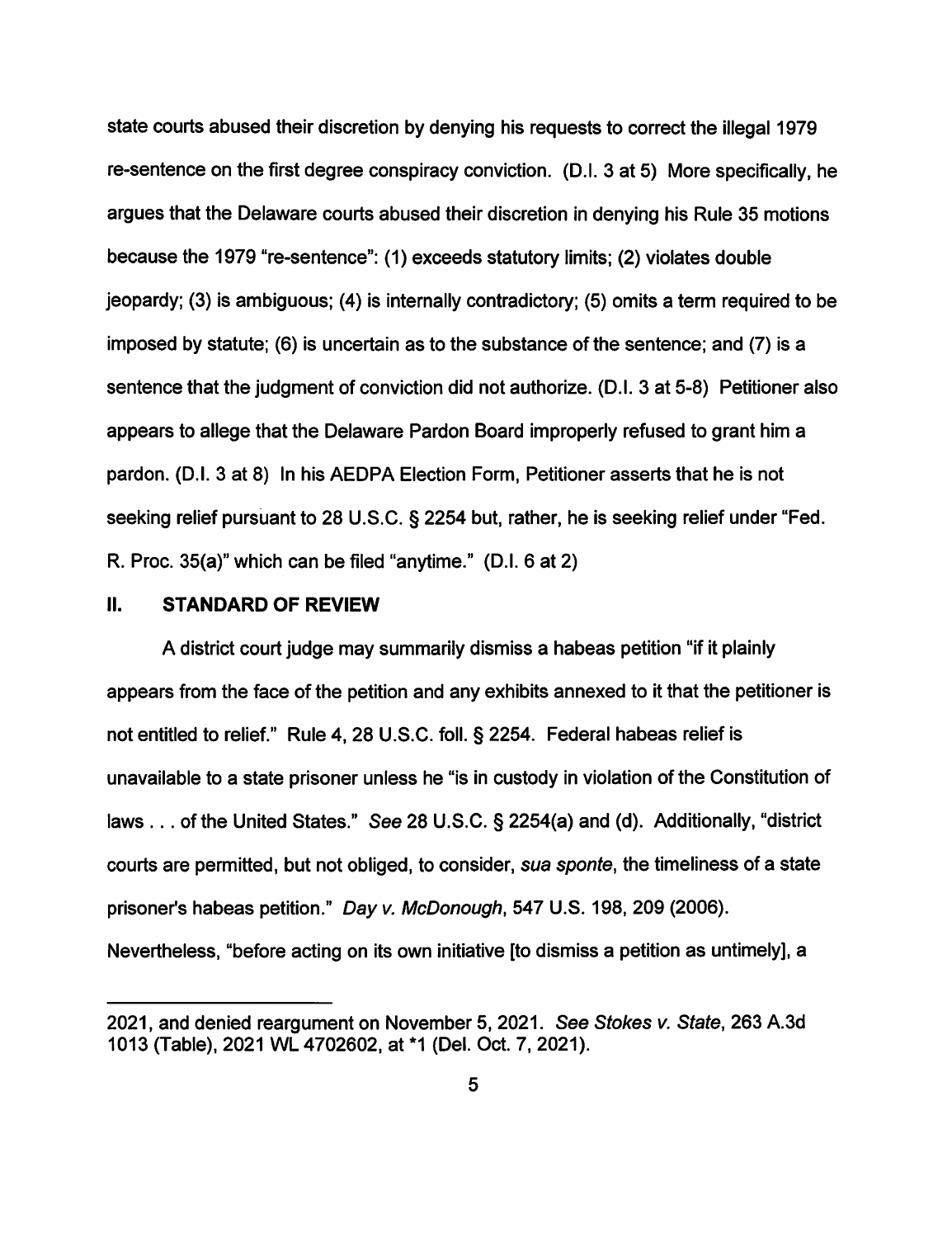state courts abused their discretion by denying his requests to correct the illegal 1979 re-sentence on the first degree conspiracy conviction. (D.I. 3 at 5) More specifically, he argues that the Delaware courts abused their discretion in denying his Rule 35 motions because the 1979 "re-sentence": (1) exceeds statutory limits; (2) violates double jeopardy; (3) is ambiguous; (4) is internally contradictory; (5) omits a term required to be imposed by statute; (6) is uncertain as to the substance of the sentence; and (7) is a sentence that the judgment of conviction did not authorize. (D.I. 3 at 5-8) Petitioner also appears to allege that the Delaware Pardon Board improperly refused to grant him a pardon. (D.I. 3 at 8) In his AEDPA Election Form, Petitioner asserts that he is not seeking relief pursuant to 28 U.S.C. § 2254 but, rather, he is seeking relief under "Fed. R. Proc. 35(a)" which can be filed "anytime." (D.I. 6 at 2)

## II. STANDARD OF REVIEW

A district court judge may summarily dismiss a habeas petition "if it plainly appears from the face of the petition and any exhibits annexed to it that the petitioner is not entitled to relief." Rule 4, 28 U.S.C. foll. § 2254. Federal habeas relief is unavailable to a state prisoner unless he "is in custody in violation of the Constitution of laws . . . of the United States." *See* 28 U.S.C. § 2254(a) and (d). Additionally, "district courts are permitted, but not obliged, to consider, *sua sponte*, the timeliness of a state prisoner's habeas petition." *Day v. McDonough*, 547 U.S. 198, 209 (2006). Nevertheless, "before acting on its own initiative [to dismiss a petition as untimely], a

---

2021, and denied reargument on November 5, 2021. *See Stokes v. State*, 263 A.3d 1013 (Table), 2021 WL 4702602, at *1 (Del. Oct. 7, 2021).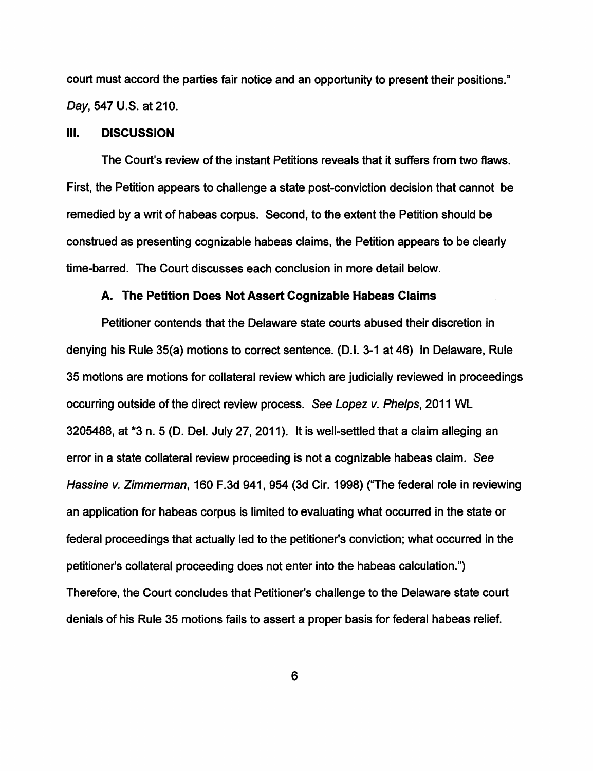court must accord the parties fair notice and an opportunity to present their positions." *Day*, 547 U.S. at 210.

## III. DISCUSSION

The Court's review of the instant Petitions reveals that it suffers from two flaws. First, the Petition appears to challenge a state post-conviction decision that cannot be remedied by a writ of habeas corpus. Second, to the extent the Petition should be construed as presenting cognizable habeas claims, the Petition appears to be clearly time-barred. The Court discusses each conclusion in more detail below.

### A. The Petition Does Not Assert Cognizable Habeas Claims

Petitioner contends that the Delaware state courts abused their discretion in denying his Rule 35(a) motions to correct sentence. (D.I. 3-1 at 46) In Delaware, Rule 35 motions are motions for collateral review which are judicially reviewed in proceedings occurring outside of the direct review process. *See Lopez v. Phelps*, 2011 WL 3205488, at *3 n. 5 (D. Del. July 27, 2011). It is well-settled that a claim alleging an error in a state collateral review proceeding is not a cognizable habeas claim. *See Hassine v. Zimmerman*, 160 F.3d 941, 954 (3d Cir. 1998) ("The federal role in reviewing an application for habeas corpus is limited to evaluating what occurred in the state or federal proceedings that actually led to the petitioner's conviction; what occurred in the petitioner's collateral proceeding does not enter into the habeas calculation.") Therefore, the Court concludes that Petitioner's challenge to the Delaware state court denials of his Rule 35 motions fails to assert a proper basis for federal habeas relief.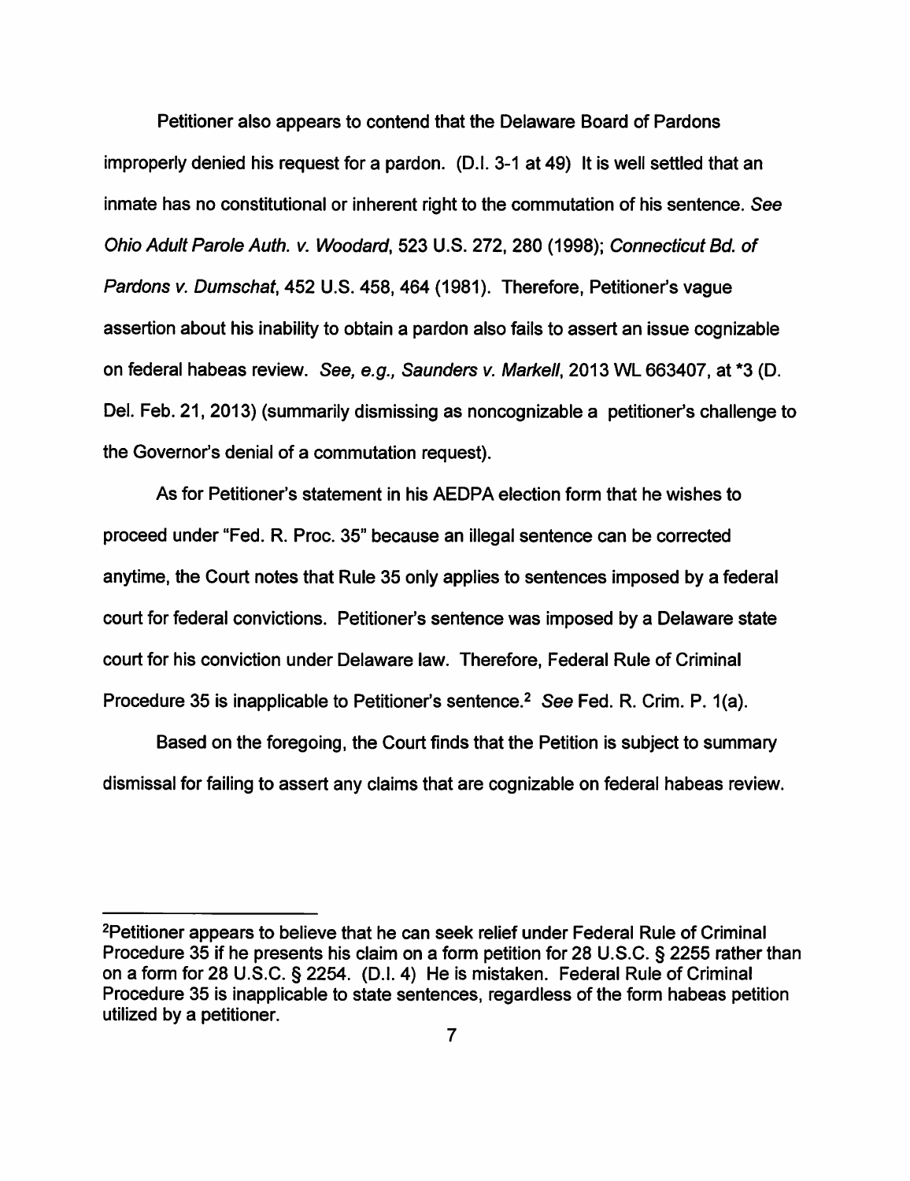Petitioner also appears to contend that the Delaware Board of Pardons improperly denied his request for a pardon. (D.I. 3-1 at 49) It is well settled that an inmate has no constitutional or inherent right to the commutation of his sentence. *See Ohio Adult Parole Auth. v. Woodard*, 523 U.S. 272, 280 (1998); *Connecticut Bd. of Pardons v. Dumschat*, 452 U.S. 458, 464 (1981). Therefore, Petitioner's vague assertion about his inability to obtain a pardon also fails to assert an issue cognizable on federal habeas review. *See, e.g., Saunders v. Markell*, 2013 WL 663407, at *3 (D. Del. Feb. 21, 2013) (summarily dismissing as noncognizable a petitioner's challenge to the Governor's denial of a commutation request).

As for Petitioner's statement in his AEDPA election form that he wishes to proceed under "Fed. R. Proc. 35" because an illegal sentence can be corrected anytime, the Court notes that Rule 35 only applies to sentences imposed by a federal court for federal convictions. Petitioner's sentence was imposed by a Delaware state court for his conviction under Delaware law. Therefore, Federal Rule of Criminal Procedure 35 is inapplicable to Petitioner's sentence.[2] *See* Fed. R. Crim. P. 1(a).

Based on the foregoing, the Court finds that the Petition is subject to summary dismissal for failing to assert any claims that are cognizable on federal habeas review.

---

[2]Petitioner appears to believe that he can seek relief under Federal Rule of Criminal Procedure 35 if he presents his claim on a form petition for 28 U.S.C. § 2255 rather than on a form for 28 U.S.C. § 2254. (D.I. 4) He is mistaken. Federal Rule of Criminal Procedure 35 is inapplicable to state sentences, regardless of the form habeas petition utilized by a petitioner.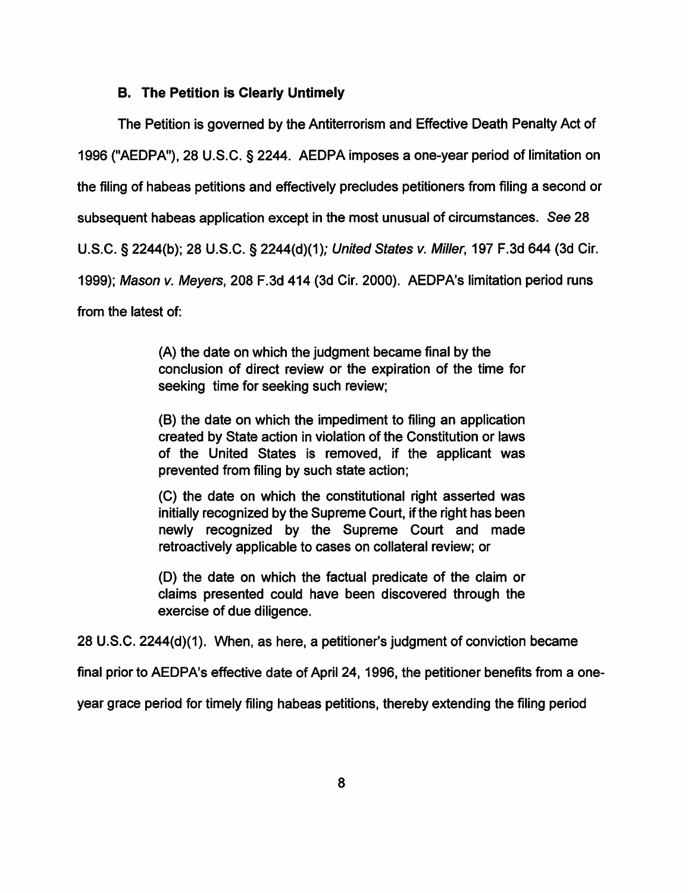### B. The Petition is Clearly Untimely

The Petition is governed by the Antiterrorism and Effective Death Penalty Act of 1996 ("AEDPA"), 28 U.S.C. § 2244. AEDPA imposes a one-year period of limitation on the filing of habeas petitions and effectively precludes petitioners from filing a second or subsequent habeas application except in the most unusual of circumstances. *See* 28 U.S.C. § 2244(b); 28 U.S.C. § 2244(d)(1); *United States v. Miller*, 197 F.3d 644 (3d Cir. 1999); *Mason v. Meyers*, 208 F.3d 414 (3d Cir. 2000). AEDPA's limitation period runs from the latest of:

> (A) the date on which the judgment became final by the conclusion of direct review or the expiration of the time for seeking time for seeking such review;
>
> (B) the date on which the impediment to filing an application created by State action in violation of the Constitution or laws of the United States is removed, if the applicant was prevented from filing by such state action;
>
> (C) the date on which the constitutional right asserted was initially recognized by the Supreme Court, if the right has been newly recognized by the Supreme Court and made retroactively applicable to cases on collateral review; or
>
> (D) the date on which the factual predicate of the claim or claims presented could have been discovered through the exercise of due diligence.

28 U.S.C. 2244(d)(1). When, as here, a petitioner's judgment of conviction became final prior to AEDPA's effective date of April 24, 1996, the petitioner benefits from a one-year grace period for timely filing habeas petitions, thereby extending the filing period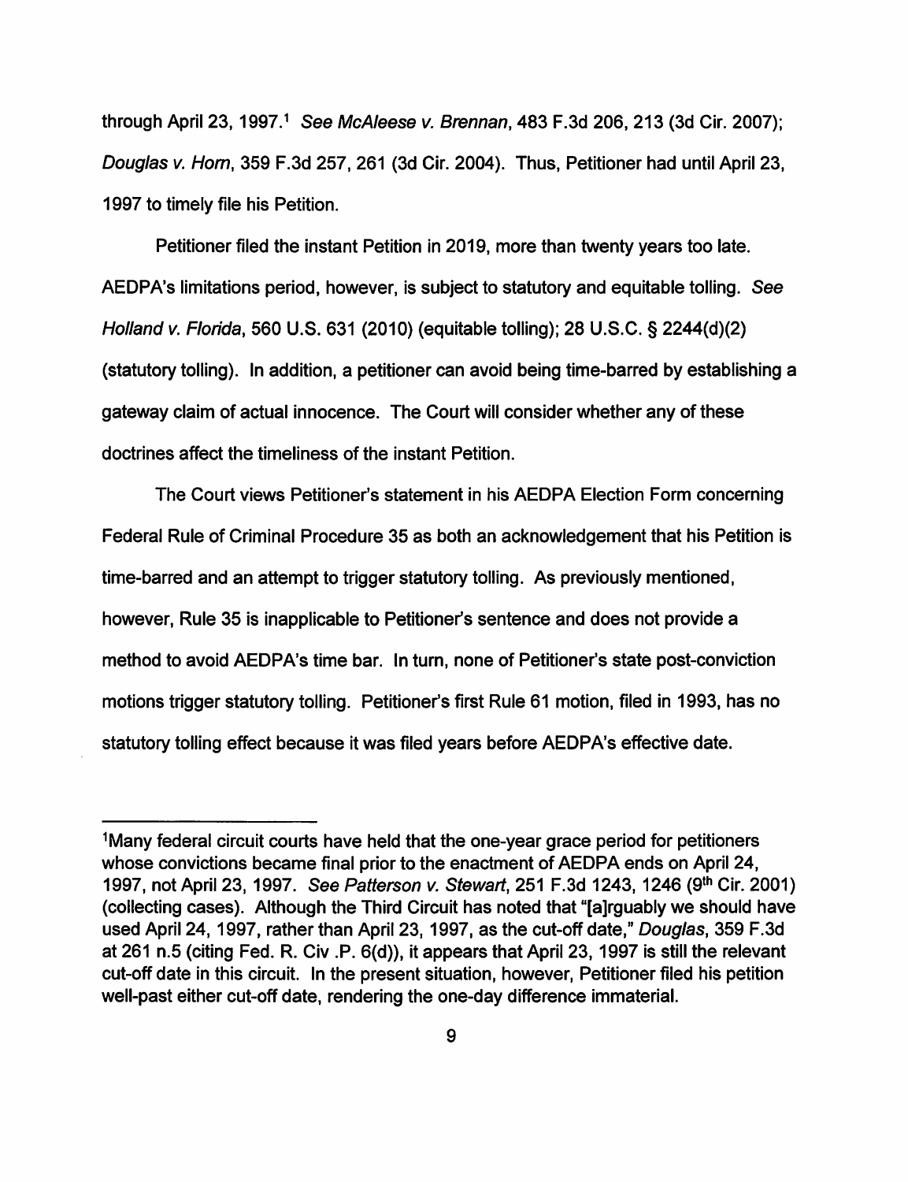through April 23, 1997.[1] *See McAleese v. Brennan*, 483 F.3d 206, 213 (3d Cir. 2007); *Douglas v. Horn*, 359 F.3d 257, 261 (3d Cir. 2004). Thus, Petitioner had until April 23, 1997 to timely file his Petition.

Petitioner filed the instant Petition in 2019, more than twenty years too late. AEDPA's limitations period, however, is subject to statutory and equitable tolling. *See Holland v. Florida*, 560 U.S. 631 (2010) (equitable tolling); 28 U.S.C. § 2244(d)(2) (statutory tolling). In addition, a petitioner can avoid being time-barred by establishing a gateway claim of actual innocence. The Court will consider whether any of these doctrines affect the timeliness of the instant Petition.

The Court views Petitioner's statement in his AEDPA Election Form concerning Federal Rule of Criminal Procedure 35 as both an acknowledgement that his Petition is time-barred and an attempt to trigger statutory tolling. As previously mentioned, however, Rule 35 is inapplicable to Petitioner's sentence and does not provide a method to avoid AEDPA's time bar. In turn, none of Petitioner's state post-conviction motions trigger statutory tolling. Petitioner's first Rule 61 motion, filed in 1993, has no statutory tolling effect because it was filed years before AEDPA's effective date.

---

[1]Many federal circuit courts have held that the one-year grace period for petitioners whose convictions became final prior to the enactment of AEDPA ends on April 24, 1997, not April 23, 1997. *See Patterson v. Stewart*, 251 F.3d 1243, 1246 (9th Cir. 2001) (collecting cases). Although the Third Circuit has noted that "[a]rguably we should have used April 24, 1997, rather than April 23, 1997, as the cut-off date," *Douglas*, 359 F.3d at 261 n.5 (citing Fed. R. Civ .P. 6(d)), it appears that April 23, 1997 is still the relevant cut-off date in this circuit. In the present situation, however, Petitioner filed his petition well-past either cut-off date, rendering the one-day difference immaterial.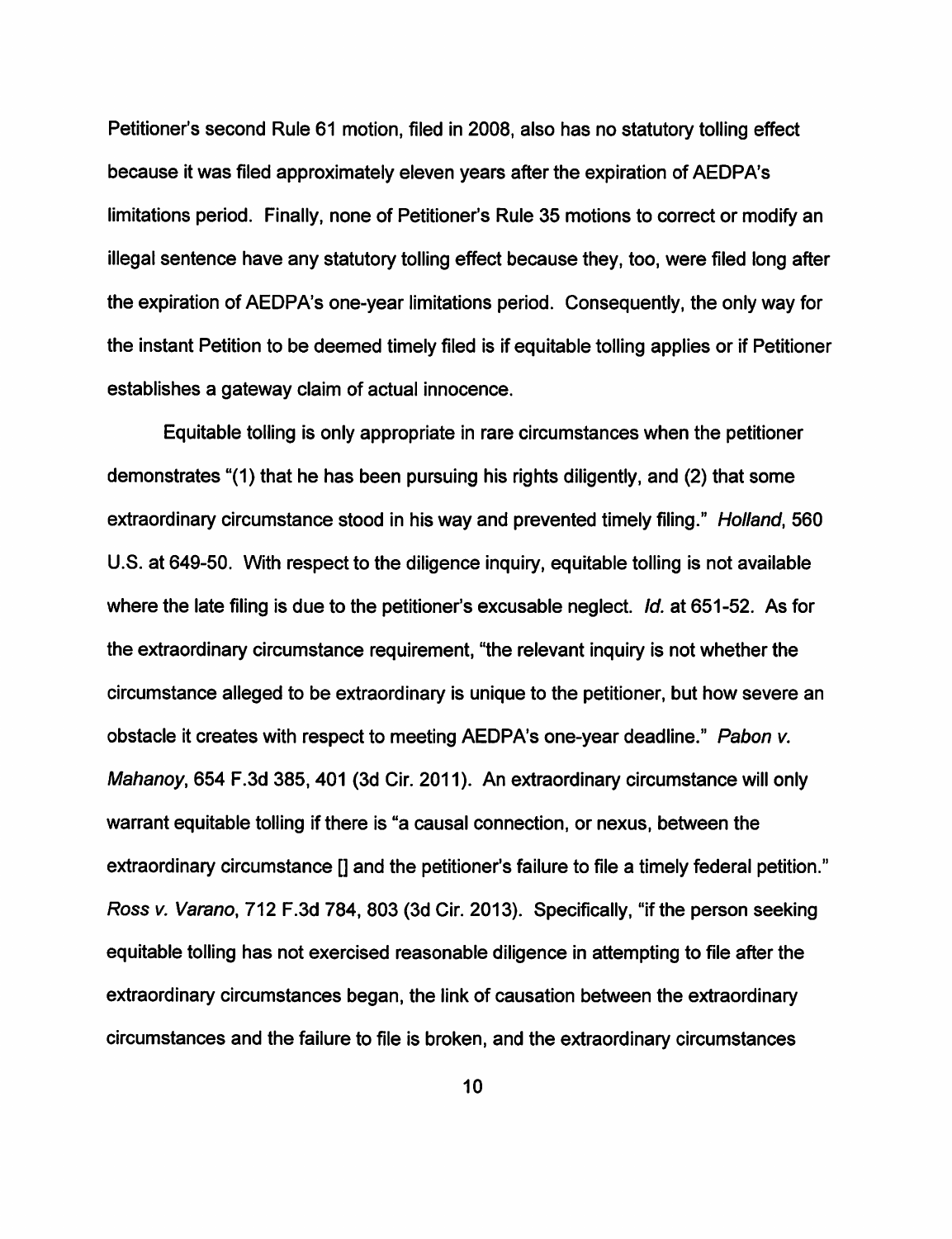Petitioner's second Rule 61 motion, filed in 2008, also has no statutory tolling effect because it was filed approximately eleven years after the expiration of AEDPA's limitations period. Finally, none of Petitioner's Rule 35 motions to correct or modify an illegal sentence have any statutory tolling effect because they, too, were filed long after the expiration of AEDPA's one-year limitations period. Consequently, the only way for the instant Petition to be deemed timely filed is if equitable tolling applies or if Petitioner establishes a gateway claim of actual innocence.

Equitable tolling is only appropriate in rare circumstances when the petitioner demonstrates "(1) that he has been pursuing his rights diligently, and (2) that some extraordinary circumstance stood in his way and prevented timely filing." *Holland*, 560 U.S. at 649-50. With respect to the diligence inquiry, equitable tolling is not available where the late filing is due to the petitioner's excusable neglect. *Id.* at 651-52. As for the extraordinary circumstance requirement, "the relevant inquiry is not whether the circumstance alleged to be extraordinary is unique to the petitioner, but how severe an obstacle it creates with respect to meeting AEDPA's one-year deadline." *Pabon v. Mahanoy*, 654 F.3d 385, 401 (3d Cir. 2011). An extraordinary circumstance will only warrant equitable tolling if there is "a causal connection, or nexus, between the extraordinary circumstance [] and the petitioner's failure to file a timely federal petition." *Ross v. Varano*, 712 F.3d 784, 803 (3d Cir. 2013). Specifically, "if the person seeking equitable tolling has not exercised reasonable diligence in attempting to file after the extraordinary circumstances began, the link of causation between the extraordinary circumstances and the failure to file is broken, and the extraordinary circumstances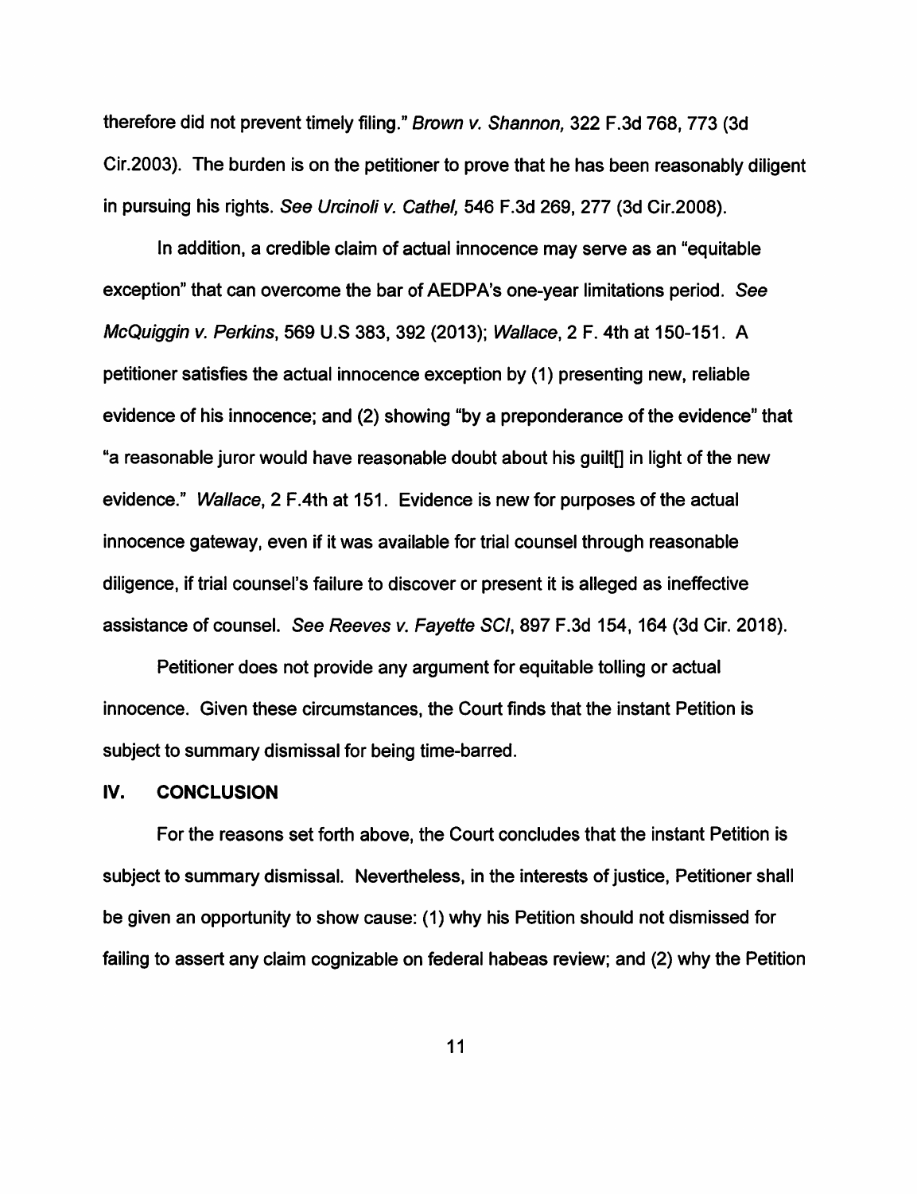therefore did not prevent timely filing." *Brown v. Shannon,* 322 F.3d 768, 773 (3d Cir.2003). The burden is on the petitioner to prove that he has been reasonably diligent in pursuing his rights. *See Urcinoli v. Cathel,* 546 F.3d 269, 277 (3d Cir.2008).

In addition, a credible claim of actual innocence may serve as an "equitable exception" that can overcome the bar of AEDPA's one-year limitations period. *See McQuiggin v. Perkins*, 569 U.S 383, 392 (2013); *Wallace*, 2 F. 4th at 150-151. A petitioner satisfies the actual innocence exception by (1) presenting new, reliable evidence of his innocence; and (2) showing "by a preponderance of the evidence" that "a reasonable juror would have reasonable doubt about his guilt[] in light of the new evidence." *Wallace*, 2 F.4th at 151. Evidence is new for purposes of the actual innocence gateway, even if it was available for trial counsel through reasonable diligence, if trial counsel's failure to discover or present it is alleged as ineffective assistance of counsel. *See Reeves v. Fayette SCI*, 897 F.3d 154, 164 (3d Cir. 2018).

Petitioner does not provide any argument for equitable tolling or actual innocence. Given these circumstances, the Court finds that the instant Petition is subject to summary dismissal for being time-barred.

## IV. CONCLUSION

For the reasons set forth above, the Court concludes that the instant Petition is subject to summary dismissal. Nevertheless, in the interests of justice, Petitioner shall be given an opportunity to show cause: (1) why his Petition should not dismissed for failing to assert any claim cognizable on federal habeas review; and (2) why the Petition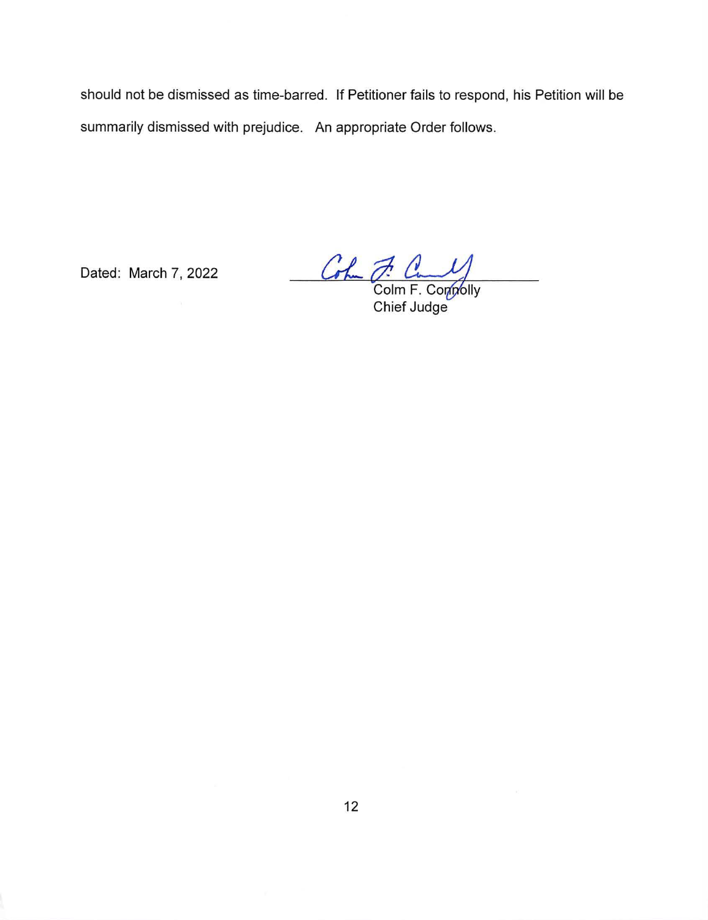should not be dismissed as time-barred. If Petitioner fails to respond, his Petition will be summarily dismissed with prejudice. An appropriate Order follows.

Dated: March 7, 2022

Colm F. Connolly
Chief Judge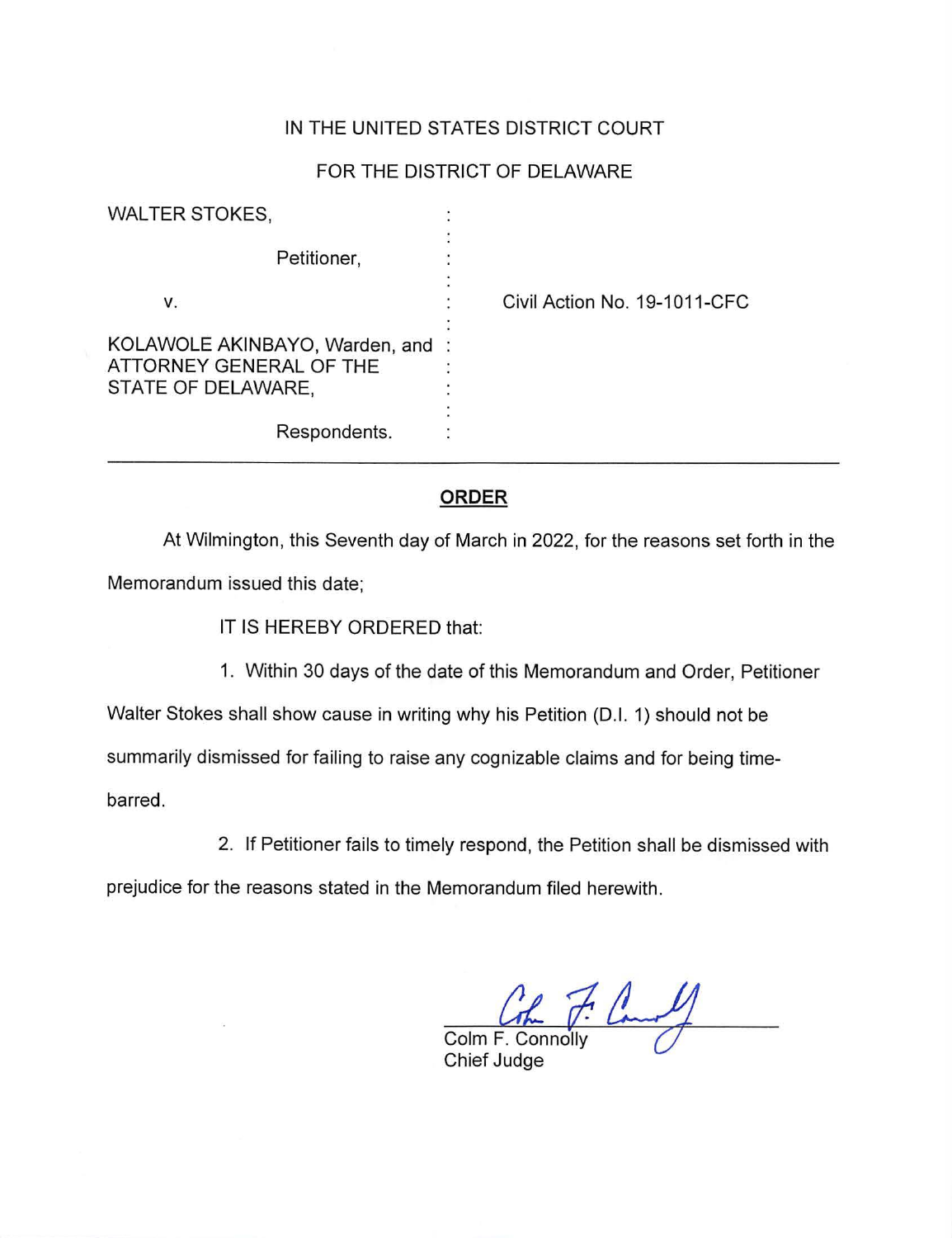IN THE UNITED STATES DISTRICT COURT

FOR THE DISTRICT OF DELAWARE

| | | |
|---|---|---|
| WALTER STOKES, | : | |
| Petitioner, | : | |
| v. | : | Civil Action No. 19-1011-CFC |
| KOLAWOLE AKINBAYO, Warden, and ATTORNEY GENERAL OF THE STATE OF DELAWARE, | : | |
| Respondents. | : | |

## ORDER

At Wilmington, this Seventh day of March in 2022, for the reasons set forth in the Memorandum issued this date;

IT IS HEREBY ORDERED that:

1. Within 30 days of the date of this Memorandum and Order, Petitioner Walter Stokes shall show cause in writing why his Petition (D.I. 1) should not be summarily dismissed for failing to raise any cognizable claims and for being time-barred.

2. If Petitioner fails to timely respond, the Petition shall be dismissed with prejudice for the reasons stated in the Memorandum filed herewith.

Colm F. Connolly
Chief Judge